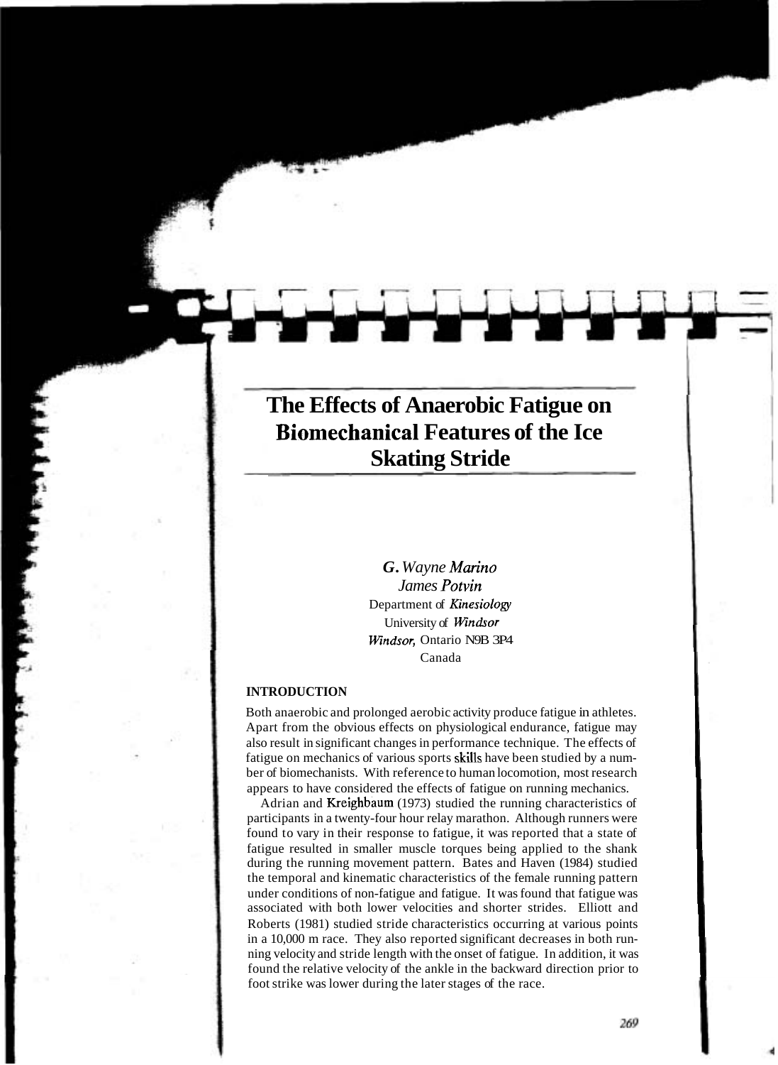# The Effects of Anaerobic Fatigue on Biomechanical Features of the Ice Skating Stride

*G. Wayne Marino*
*James Potvin*
Department of Kinesiology
University of Windsor
Windsor, Ontario N9B 3P4
Canada

## INTRODUCTION

Both anaerobic and prolonged aerobic activity produce fatigue in athletes. Apart from the obvious effects on physiological endurance, fatigue may also result in significant changes in performance technique. The effects of fatigue on mechanics of various sports skills have been studied by a number of biomechanists. With reference to human locomotion, most research appears to have considered the effects of fatigue on running mechanics.

Adrian and Kreighbaum (1973) studied the running characteristics of participants in a twenty-four hour relay marathon. Although runners were found to vary in their response to fatigue, it was reported that a state of fatigue resulted in smaller muscle torques being applied to the shank during the running movement pattern. Bates and Haven (1984) studied the temporal and kinematic characteristics of the female running pattern under conditions of non-fatigue and fatigue. It was found that fatigue was associated with both lower velocities and shorter strides. Elliott and Roberts (1981) studied stride characteristics occurring at various points in a 10,000 m race. They also reported significant decreases in both running velocity and stride length with the onset of fatigue. In addition, it was found the relative velocity of the ankle in the backward direction prior to foot strike was lower during the later stages of the race.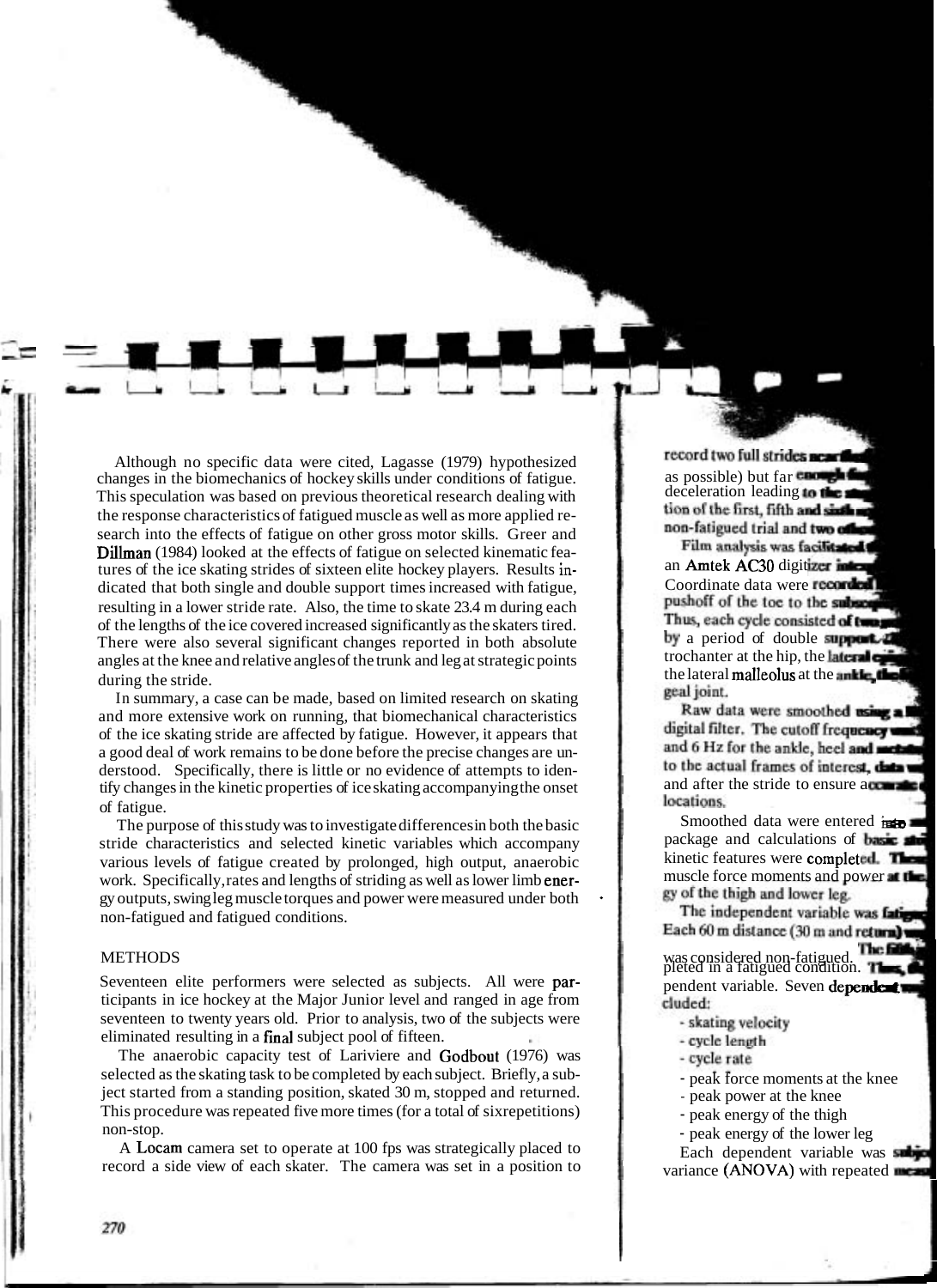Although no specific data were cited, Lagasse (1979) hypothesized changes in the biomechanics of hockey skills under conditions of fatigue. This speculation was based on previous theoretical research dealing with the response characteristics of fatigued muscle as well as more applied research into the effects of fatigue on other gross motor skills. Greer and Dillman (1984) looked at the effects of fatigue on selected kinematic features of the ice skating strides of sixteen elite hockey players. Results indicated that both single and double support times increased with fatigue, resulting in a lower stride rate. Also, the time to skate 23.4 m during each of the lengths of the ice covered increased significantly as the skaters tired. There were also several significant changes reported in both absolute angles at the knee and relative angles of the trunk and leg at strategic points during the stride.

In summary, a case can be made, based on limited research on skating and more extensive work on running, that biomechanical characteristics of the ice skating stride are affected by fatigue. However, it appears that a good deal of work remains to be done before the precise changes are understood. Specifically, there is little or no evidence of attempts to identify changes in the kinetic properties of ice skating accompanying the onset of fatigue.

The purpose of this study was to investigate differences in both the basic stride characteristics and selected kinetic variables which accompany various levels of fatigue created by prolonged, high output, anaerobic work. Specifically, rates and lengths of striding as well as lower limb energy outputs, swing leg muscle torques and power were measured under both non-fatigued and fatigued conditions.

## METHODS

Seventeen elite performers were selected as subjects. All were participants in ice hockey at the Major Junior level and ranged in age from seventeen to twenty years old. Prior to analysis, two of the subjects were eliminated resulting in a final subject pool of fifteen.

The anaerobic capacity test of Lariviere and Godbout (1976) was selected as the skating task to be completed by each subject. Briefly, a subject started from a standing position, skated 30 m, stopped and returned. This procedure was repeated five more times (for a total of six repetitions) non-stop.

A Locam camera set to operate at 100 fps was strategically placed to record a side view of each skater. The camera was set in a position to record two full strides near the [...] as possible) but far enough [...] deceleration leading to the [...] tion of the first, fifth and sixth [...] non-fatigued trial and two other [...]

Film analysis was facilitated [...] an Amtek AC30 digitizer inter[...] Coordinate data were recorded [...] pushoff of the toe to the subseq[...] Thus, each cycle consisted of two [...] by a period of double support. [...] trochanter at the hip, the lateral epi[...] the lateral malleolus at the ankle, the [...] geal joint.

Raw data were smoothed using a [...] digital filter. The cutoff frequency [...] and 6 Hz for the ankle, heel and metata[...] to the actual frames of interest, data w[...] and after the stride to ensure accurate [...] locations.

Smoothed data were entered into [...] package and calculations of basic stri[...] kinetic features were completed. The[...] muscle force moments and power at the [...] gy of the thigh and lower leg.

The independent variable was fatigue. [...] Each 60 m distance (30 m and return) w[...] was considered non-fatigued. The fifth [...] pleted in a fatigued condition. Thus, the [...] pendent variable. Seven dependent va[...] cluded:

- skating velocity
- cycle length
- cycle rate
- peak force moments at the knee
- peak power at the knee
- peak energy of the thigh
- peak energy of the lower leg

Each dependent variable was subje[...] variance (ANOVA) with repeated meas[...]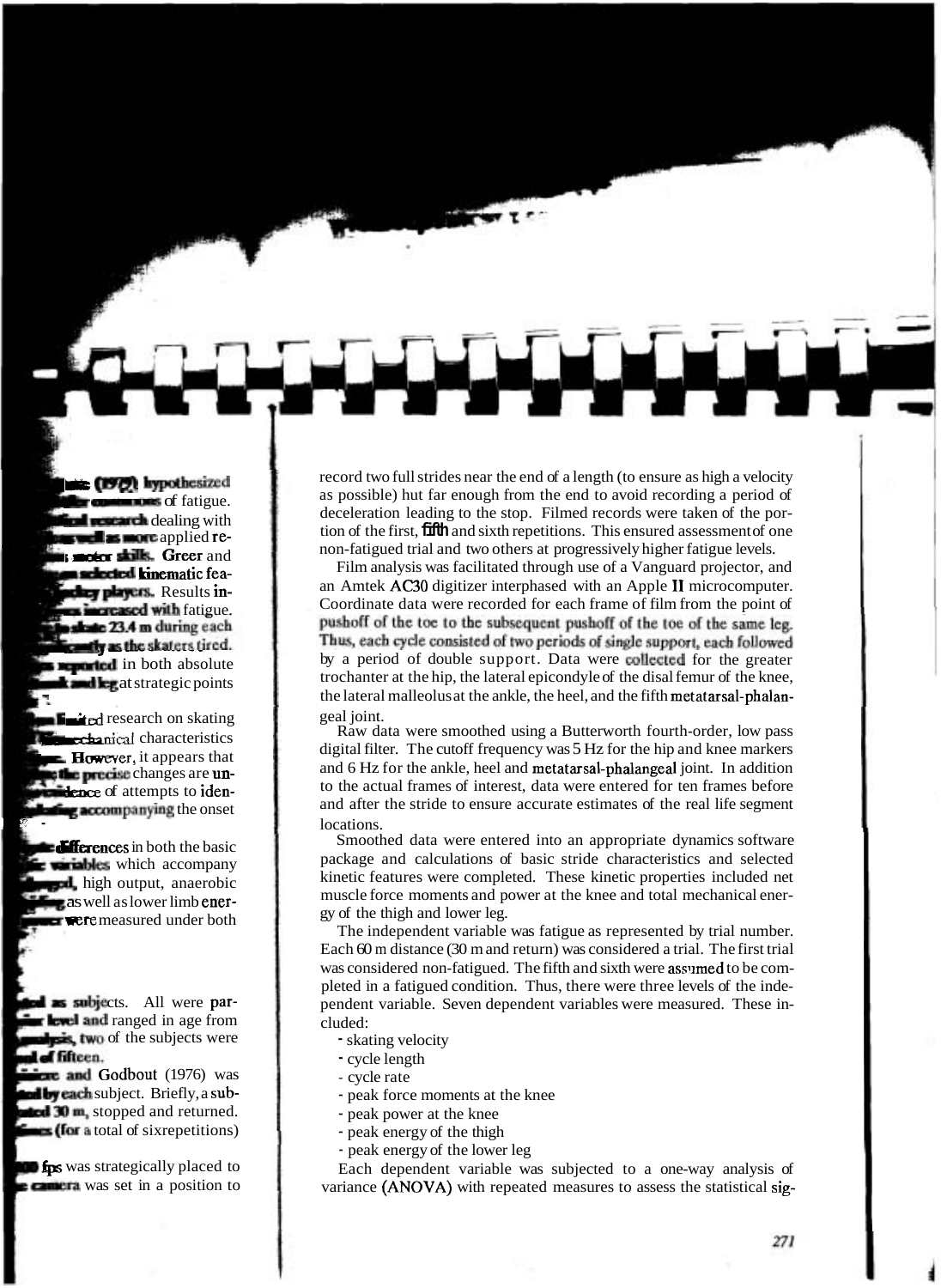record two full strides near the end of a length (to ensure as high a velocity as possible) hut far enough from the end to avoid recording a period of deceleration leading to the stop. Filmed records were taken of the portion of the first, fifth and sixth repetitions. This ensured assessment of one non-fatigued trial and two others at progressively higher fatigue levels.

Film analysis was facilitated through use of a Vanguard projector, and an Amtek AC30 digitizer interphased with an Apple II microcomputer. Coordinate data were recorded for each frame of film from the point of pushoff of the toe to the subsequent pushoff of the toe of the same leg. Thus, each cycle consisted of two periods of single support, each followed by a period of double support. Data were collected for the greater trochanter at the hip, the lateral epicondyle of the disal femur of the knee, the lateral malleolus at the ankle, the heel, and the fifth metatarsal-phalangeal joint.

Raw data were smoothed using a Butterworth fourth-order, low pass digital filter. The cutoff frequency was 5 Hz for the hip and knee markers and 6 Hz for the ankle, heel and metatarsal-phalangeal joint. In addition to the actual frames of interest, data were entered for ten frames before and after the stride to ensure accurate estimates of the real life segment locations.

Smoothed data were entered into an appropriate dynamics software package and calculations of basic stride characteristics and selected kinetic features were completed. These kinetic properties included net muscle force moments and power at the knee and total mechanical energy of the thigh and lower leg.

The independent variable was fatigue as represented by trial number. Each 60 m distance (30 m and return) was considered a trial. The first trial was considered non-fatigued. The fifth and sixth were assumed to be completed in a fatigued condition. Thus, there were three levels of the independent variable. Seven dependent variables were measured. These included:

- skating velocity
- cycle length
- cycle rate
- peak force moments at the knee
- peak power at the knee
- peak energy of the thigh
- peak energy of the lower leg

Each dependent variable was subjected to a one-way analysis of variance (ANOVA) with repeated measures to assess the statistical sig-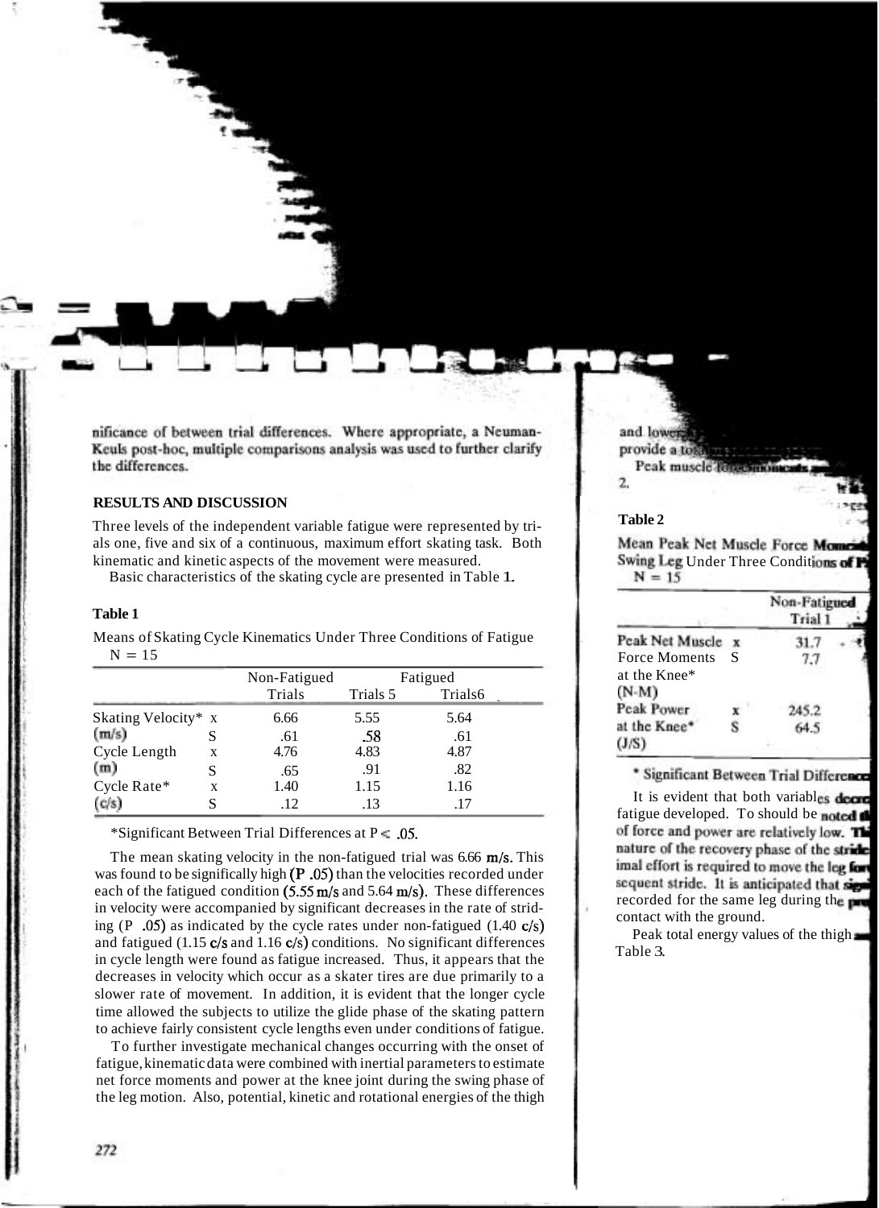nificance of between trial differences. Where appropriate, a Neuman-Keuls post-hoc, multiple comparisons analysis was used to further clarify the differences.

## RESULTS AND DISCUSSION

Three levels of the independent variable fatigue were represented by trials one, five and six of a continuous, maximum effort skating task. Both kinematic and kinetic aspects of the movement were measured.

Basic characteristics of the skating cycle are presented in Table **1.**

**Table 1**

Means of Skating Cycle Kinematics Under Three Conditions of Fatigue
N = 15

| | | Non-Fatigued | Fatigued | |
|---|---|---|---|---|
| | | Trials | Trials 5 | Trials6 |
| Skating Velocity* (m/s) | x | 6.66 | 5.55 | 5.64 |
| | S | .61 | .58 | .61 |
| Cycle Length (m) | x | 4.76 | 4.83 | 4.87 |
| | S | .65 | .91 | .82 |
| Cycle Rate* (c/s) | x | 1.40 | 1.15 | 1.16 |
| | S | .12 | .13 | .17 |

*Significant Between Trial Differences at $P < .05$.

The mean skating velocity in the non-fatigued trial was 6.66 m/s. This was found to be significally high (P .05) than the velocities recorded under each of the fatigued condition (5.55 m/s and 5.64 m/s). These differences in velocity were accompanied by significant decreases in the rate of striding (P .05) as indicated by the cycle rates under non-fatigued (1.40 c/s) and fatigued (1.15 c/s and 1.16 c/s) conditions. No significant differences in cycle length were found as fatigue increased. Thus, it appears that the decreases in velocity which occur as a skater tires are due primarily to a slower rate of movement. In addition, it is evident that the longer cycle time allowed the subjects to utilize the glide phase of the skating pattern to achieve fairly consistent cycle lengths even under conditions of fatigue.

To further investigate mechanical changes occurring with the onset of fatigue, kinematic data were combined with inertial parameters to estimate net force moments and power at the knee joint during the swing phase of the leg motion. Also, potential, kinetic and rotational energies of the thigh and lower... provide a to...

Peak muscle force moments ... 2.

**Table 2**

Mean Peak Net Muscle Force Mome... Swing Leg Under Three Conditions of F...
N = 15

| | | Non-Fatigued Trial 1 | |
|---|---|---|---|
| Peak Net Muscle Force Moments at the Knee* (N-M) | x | 31.7 | |
| | S | 7.7 | |
| Peak Power at the Knee* (J/S) | x | 245.2 | |
| | S | 64.5 | |

* Significant Between Trial Difference...

It is evident that both variables decre... fatigue developed. To should be noted th... of force and power are relatively low. Th... nature of the recovery phase of the stride... imal effort is required to move the leg for... sequent stride. It is anticipated that sig... recorded for the same leg during the pr... contact with the ground.

Peak total energy values of the thigh ... Table 3.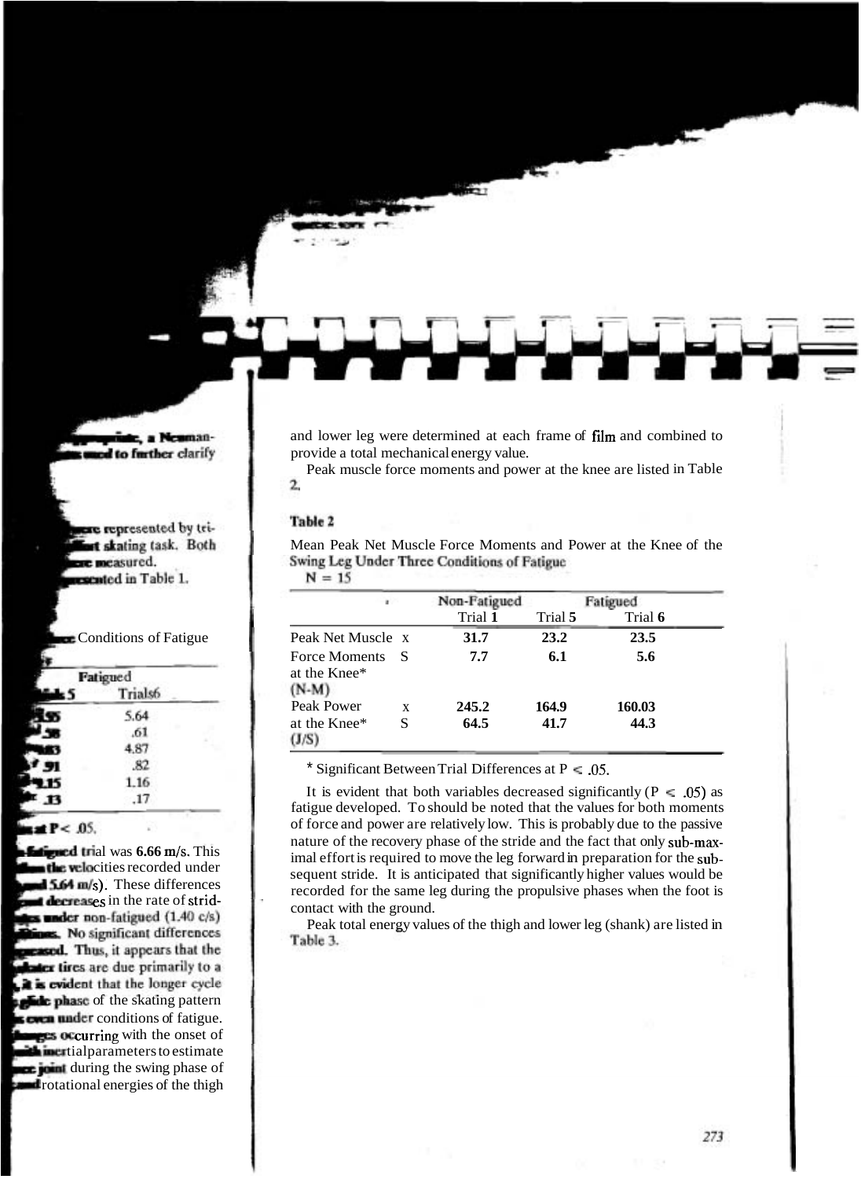, a Neuman-
used to further clarify

were represented by tri-
skating task. Both
were measured.
presented in Table 1.

Conditions of Fatigue

| | Fatigued | |
|---|---|---|
| | 5 | Trials6 |
| | .55 | 5.64 |
| | .58 | .61 |
| | .83 | 4.87 |
| | .91 | .82 |
| | 1.15 | 1.16 |
| | .13 | .17 |

at P < .05.

-fatigued trial was 6.66 m/s. This
the velocities recorded under
5.64 m/s). These differences
decreases in the rate of strid-
under non-fatigued (1.40 c/s)
No significant differences
increased. Thus, it appears that the
skater tires are due primarily to a
it is evident that the longer cycle
glide phase of the skating pattern
even under conditions of fatigue.
changes occurring with the onset of
inertial parameters to estimate
knee joint during the swing phase of
and rotational energies of the thigh
and lower leg were determined at each frame of film and combined to provide a total mechanical energy value.

Peak muscle force moments and power at the knee are listed in Table 2.

**Table 2**

Mean Peak Net Muscle Force Moments and Power at the Knee of the Swing Leg Under Three Conditions of Fatigue
N = 15

| | | Non-Fatigued | Fatigued | |
|---|---|---|---|---|
| | | Trial 1 | Trial 5 | Trial 6 |
| Peak Net Muscle | x | 31.7 | 23.2 | 23.5 |
| Force Moments at the Knee* (N-M) | S | 7.7 | 6.1 | 5.6 |
| Peak Power | x | 245.2 | 164.9 | 160.03 |
| at the Knee* (J/S) | S | 64.5 | 41.7 | 44.3 |

* Significant Between Trial Differences at $P < .05$.

It is evident that both variables decreased significantly ($P < .05$) as fatigue developed. To should be noted that the values for both moments of force and power are relatively low. This is probably due to the passive nature of the recovery phase of the stride and the fact that only sub-maximal effort is required to move the leg forward in preparation for the subsequent stride. It is anticipated that significantly higher values would be recorded for the same leg during the propulsive phases when the foot is contact with the ground.

Peak total energy values of the thigh and lower leg (shank) are listed in Table 3.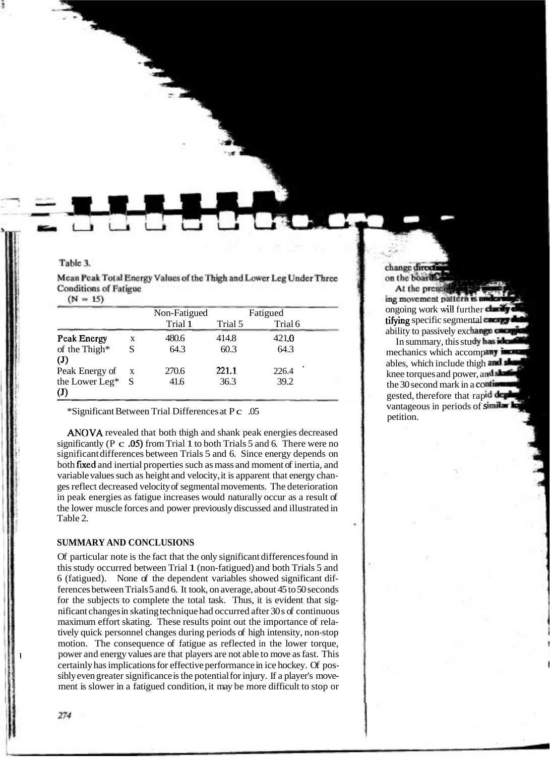Table 3.

Mean Peak Total Energy Values of the Thigh and Lower Leg Under Three Conditions of Fatigue
(N = 15)

| | | Non-Fatigued | Fatigued | |
|---|---|---|---|---|
| | | Trial 1 | Trial 5 | Trial 6 |
| Peak Energy of the Thigh* (J) | x | 480.6 | 414.8 | 421.0 |
| | S | 64.3 | 60.3 | 64.3 |
| Peak Energy of the Lower Leg* (J) | x | 270.6 | 221.1 | 226.4 |
| | S | 41.6 | 36.3 | 39.2 |

*Significant Between Trial Differences at $P < .05$

ANOVA revealed that both thigh and shank peak energies decreased significantly ($P < .05$) from Trial 1 to both Trials 5 and 6. There were no significant differences between Trials 5 and 6. Since energy depends on both fixed and inertial properties such as mass and moment of inertia, and variable values such as height and velocity, it is apparent that energy changes reflect decreased velocity of segmental movements. The deterioration in peak energies as fatigue increases would naturally occur as a result of the lower muscle forces and power previously discussed and illustrated in Table 2.

**SUMMARY AND CONCLUSIONS**

Of particular note is the fact that the only significant differences found in this study occurred between Trial 1 (non-fatigued) and both Trials 5 and 6 (fatigued). None of the dependent variables showed significant differences between Trials 5 and 6. It took, on average, about 45 to 50 seconds for the subjects to complete the total task. Thus, it is evident that significant changes in skating technique had occurred after 30 s of continuous maximum effort skating. These results point out the importance of relatively quick personnel changes during periods of high intensity, non-stop motion. The consequence of fatigue as reflected in the lower torque, power and energy values are that players are not able to move as fast. This certainly has implications for effective performance in ice hockey. Of possibly even greater significance is the potential for injury. If a player's movement is slower in a fatigued condition, it may be more difficult to stop or change direc... on the boards...

At the presen... ing movement pattern is ... ongoing work will further clarify ... tifying specific segmental energy ... ability to passively exchange energ...

In summary, this study has ide... mechanics which accompany ... ables, which include thigh and ... knee torques and power, and ... the 30 second mark in a contin... gested, therefore that rapid de... vantageous in periods of similar ... petition.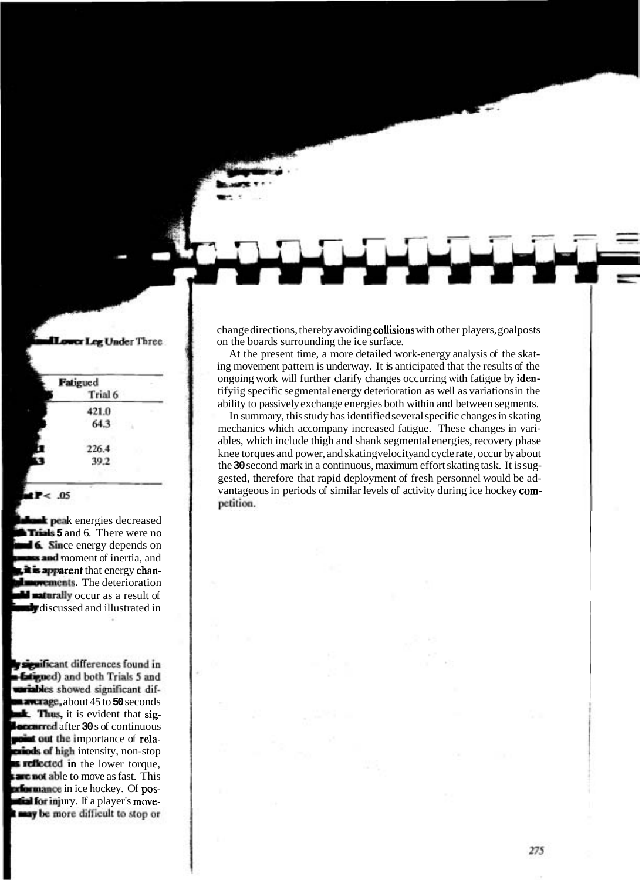change directions, thereby avoiding collisions with other players, goalposts on the boards surrounding the ice surface.

At the present time, a more detailed work-energy analysis of the skating movement pattern is underway. It is anticipated that the results of the ongoing work will further clarify changes occurring with fatigue by identifyiig specific segmental energy deterioration as well as variations in the ability to passively exchange energies both within and between segments.

In summary, this study has identified several specific changes in skating mechanics which accompany increased fatigue. These changes in variables, which include thigh and shank segmental energies, recovery phase knee torques and power, and skating velocity and cycle rate, occur by about the 30 second mark in a continuous, maximum effort skating task. It is suggested, therefore that rapid deployment of fresh personnel would be advantageous in periods of similar levels of activity during ice hockey competition.